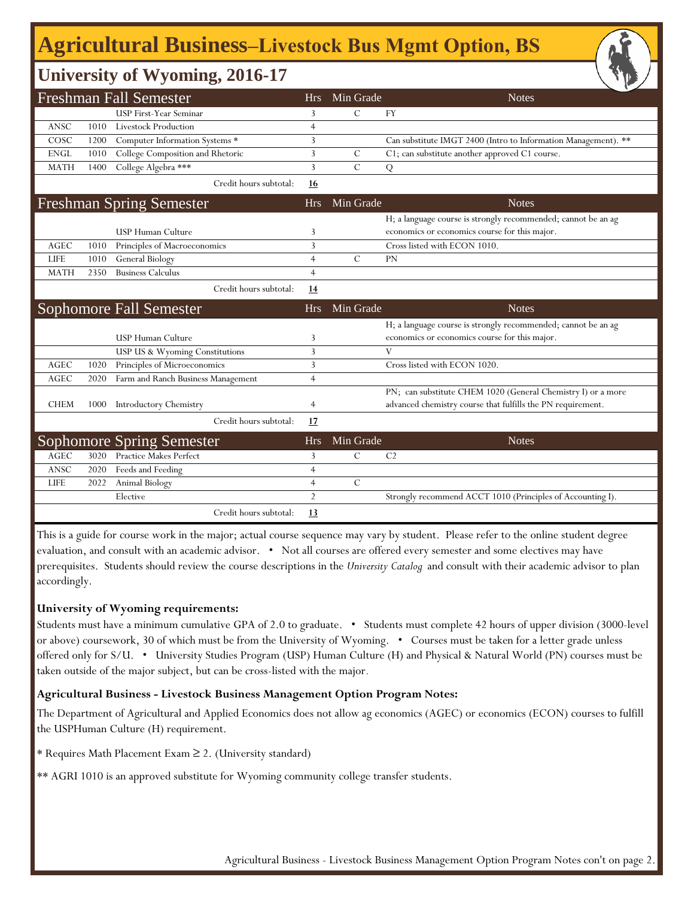# Agricultural Business–Livestock Bus Mgmt Option, BS

## University of Wyoming, 2016-17

| Freshman Fall Semester | | | Hrs | Min Grade | Notes |
|---|---|---|---|---|---|
| | | USP First-Year Seminar | 3 | C | FY |
| ANSC | 1010 | Livestock Production | 4 | | |
| COSC | 1200 | Computer Information Systems * | 3 | | Can substitute IMGT 2400 (Intro to Information Management). ** |
| ENGL | 1010 | College Composition and Rhetoric | 3 | C | C1; can substitute another approved C1 course. |
| MATH | 1400 | College Algebra *** | 3 | C | Q |
| | | Credit hours subtotal: | **16** | | |

| Freshman Spring Semester | | | Hrs | Min Grade | Notes |
|---|---|---|---|---|---|
| | | USP Human Culture | 3 | | H; a language course is strongly recommended; cannot be an ag economics or economics course for this major. |
| AGEC | 1010 | Principles of Macroeconomics | 3 | | Cross listed with ECON 1010. |
| LIFE | 1010 | General Biology | 4 | C | PN |
| MATH | 2350 | Business Calculus | 4 | | |
| | | Credit hours subtotal: | **14** | | |

| Sophomore Fall Semester | | | Hrs | Min Grade | Notes |
|---|---|---|---|---|---|
| | | USP Human Culture | 3 | | H; a language course is strongly recommended; cannot be an ag economics or economics course for this major. |
| | | USP US & Wyoming Constitutions | 3 | | V |
| AGEC | 1020 | Principles of Microeconomics | 3 | | Cross listed with ECON 1020. |
| AGEC | 2020 | Farm and Ranch Business Management | 4 | | |
| CHEM | 1000 | Introductory Chemistry | 4 | | PN; can substitute CHEM 1020 (General Chemistry I) or a more advanced chemistry course that fulfills the PN requirement. |
| | | Credit hours subtotal: | **17** | | |

| Sophomore Spring Semester | | | Hrs | Min Grade | Notes |
|---|---|---|---|---|---|
| AGEC | 3020 | Practice Makes Perfect | 3 | C | C2 |
| ANSC | 2020 | Feeds and Feeding | 4 | | |
| LIFE | 2022 | Animal Biology | 4 | C | |
| | | Elective | 2 | | Strongly recommend ACCT 1010 (Principles of Accounting I). |
| | | Credit hours subtotal: | **13** | | |

This is a guide for course work in the major; actual course sequence may vary by student. Please refer to the online student degree evaluation, and consult with an academic advisor. • Not all courses are offered every semester and some electives may have prerequisites. Students should review the course descriptions in the *University Catalog* and consult with their academic advisor to plan accordingly.

**University of Wyoming requirements:**

Students must have a minimum cumulative GPA of 2.0 to graduate. • Students must complete 42 hours of upper division (3000-level or above) coursework, 30 of which must be from the University of Wyoming. • Courses must be taken for a letter grade unless offered only for S/U. • University Studies Program (USP) Human Culture (H) and Physical & Natural World (PN) courses must be taken outside of the major subject, but can be cross-listed with the major.

**Agricultural Business - Livestock Business Management Option Program Notes:**

The Department of Agricultural and Applied Economics does not allow ag economics (AGEC) or economics (ECON) courses to fulfill the USPHuman Culture (H) requirement.

* Requires Math Placement Exam ≥ 2. (University standard)

** AGRI 1010 is an approved substitute for Wyoming community college transfer students.

Agricultural Business - Livestock Business Management Option Program Notes con't on page 2.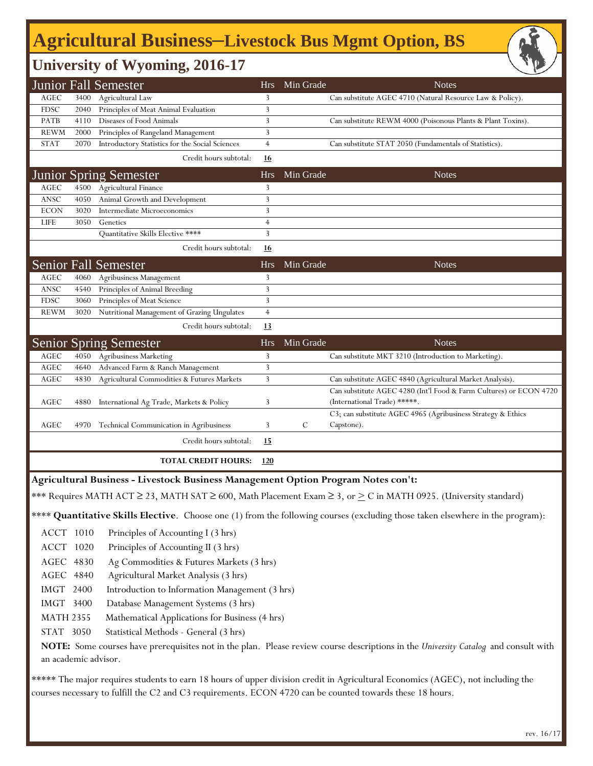# Agricultural Business–Livestock Bus Mgmt Option, BS

## University of Wyoming, 2016-17

| Junior Fall Semester | | | Hrs | Min Grade | Notes |
|---|---|---|---|---|---|
| AGEC | 3400 | Agricultural Law | 3 | | Can substitute AGEC 4710 (Natural Resource Law & Policy). |
| FDSC | 2040 | Principles of Meat Animal Evaluation | 3 | | |
| PATB | 4110 | Diseases of Food Animals | 3 | | Can substitute REWM 4000 (Poisonous Plants & Plant Toxins). |
| REWM | 2000 | Principles of Rangeland Management | 3 | | |
| STAT | 2070 | Introductory Statistics for the Social Sciences | 4 | | Can substitute STAT 2050 (Fundamentals of Statistics). |
| | | Credit hours subtotal: | **16** | | |

| Junior Spring Semester | | | Hrs | Min Grade | Notes |
|---|---|---|---|---|---|
| AGEC | 4500 | Agricultural Finance | 3 | | |
| ANSC | 4050 | Animal Growth and Development | 3 | | |
| ECON | 3020 | Intermediate Microeconomics | 3 | | |
| LIFE | 3050 | Genetics | 4 | | |
| | | Quantitative Skills Elective **** | 3 | | |
| | | Credit hours subtotal: | **16** | | |

| Senior Fall Semester | | | Hrs | Min Grade | Notes |
|---|---|---|---|---|---|
| AGEC | 4060 | Agribusiness Management | 3 | | |
| ANSC | 4540 | Principles of Animal Breeding | 3 | | |
| FDSC | 3060 | Principles of Meat Science | 3 | | |
| REWM | 3020 | Nutritional Management of Grazing Ungulates | 4 | | |
| | | Credit hours subtotal: | **13** | | |

| Senior Spring Semester | | | Hrs | Min Grade | Notes |
|---|---|---|---|---|---|
| AGEC | 4050 | Agribusiness Marketing | 3 | | Can substitute MKT 3210 (Introduction to Marketing). |
| AGEC | 4640 | Advanced Farm & Ranch Management | 3 | | |
| AGEC | 4830 | Agricultural Commodities & Futures Markets | 3 | | Can substitute AGEC 4840 (Agricultural Market Analysis). |
| AGEC | 4880 | International Ag Trade, Markets & Policy | 3 | | Can substitute AGEC 4280 (Int'l Food & Farm Cultures) or ECON 4720 (International Trade) *****. |
| AGEC | 4970 | Technical Communication in Agribusiness | 3 | C | C3; can substitute AGEC 4965 (Agribusiness Strategy & Ethics Capstone). |
| | | Credit hours subtotal: | **15** | | |
| | | **TOTAL CREDIT HOURS:** | **120** | | |

**Agricultural Business - Livestock Business Management Option Program Notes con't:**

*** Requires MATH ACT ≥ 23, MATH SAT ≥ 600, Math Placement Exam ≥ 3, or ≥ C in MATH 0925. (University standard)

**** **Quantitative Skills Elective**. Choose one (1) from the following courses (excluding those taken elsewhere in the program):

- ACCT 1010 Principles of Accounting I (3 hrs)
- ACCT 1020 Principles of Accounting II (3 hrs)
- AGEC 4830 Ag Commodities & Futures Markets (3 hrs)
- AGEC 4840 Agricultural Market Analysis (3 hrs)
- IMGT 2400 Introduction to Information Management (3 hrs)
- IMGT 3400 Database Management Systems (3 hrs)
- MATH 2355 Mathematical Applications for Business (4 hrs)
- STAT 3050 Statistical Methods - General (3 hrs)

**NOTE:** Some courses have prerequisites not in the plan. Please review course descriptions in the *University Catalog* and consult with an academic advisor.

***** The major requires students to earn 18 hours of upper division credit in Agricultural Economics (AGEC), not including the courses necessary to fulfill the C2 and C3 requirements. ECON 4720 can be counted towards these 18 hours.

rev. 16/17